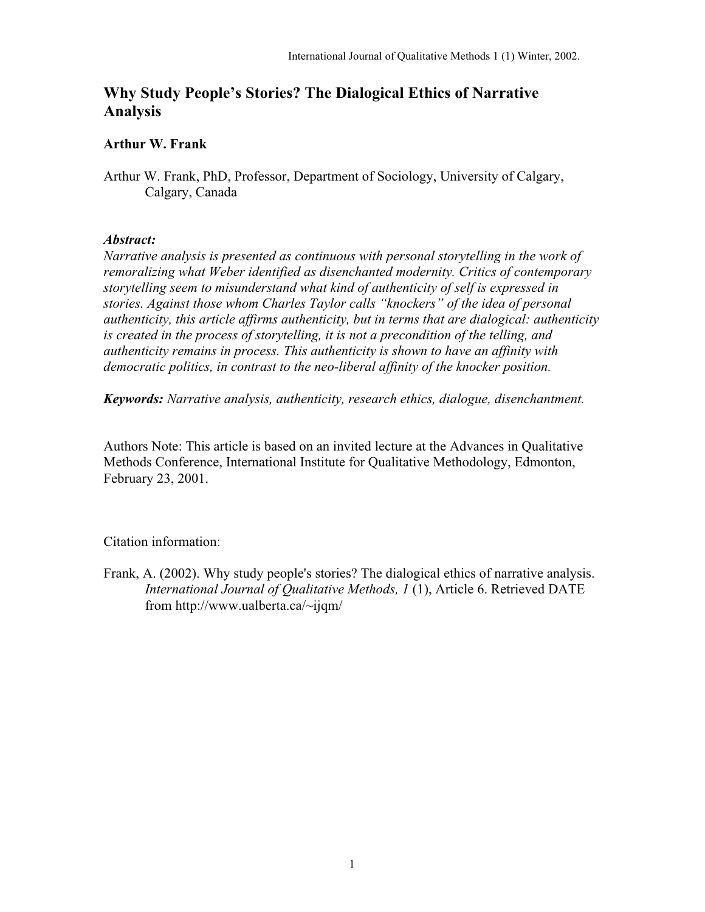# Why Study People's Stories? The Dialogical Ethics of Narrative Analysis

**Arthur W. Frank**

Arthur W. Frank, PhD, Professor, Department of Sociology, University of Calgary, Calgary, Canada

***Abstract:***

*Narrative analysis is presented as continuous with personal storytelling in the work of remoralizing what Weber identified as disenchanted modernity. Critics of contemporary storytelling seem to misunderstand what kind of authenticity of self is expressed in stories. Against those whom Charles Taylor calls "knockers" of the idea of personal authenticity, this article affirms authenticity, but in terms that are dialogical: authenticity is created in the process of storytelling, it is not a precondition of the telling, and authenticity remains in process. This authenticity is shown to have an affinity with democratic politics, in contrast to the neo-liberal affinity of the knocker position.*

***Keywords:*** *Narrative analysis, authenticity, research ethics, dialogue, disenchantment.*

Authors Note: This article is based on an invited lecture at the Advances in Qualitative Methods Conference, International Institute for Qualitative Methodology, Edmonton, February 23, 2001.

Citation information:

Frank, A. (2002). Why study people's stories? The dialogical ethics of narrative analysis. *International Journal of Qualitative Methods, 1* (1), Article 6. Retrieved DATE from http://www.ualberta.ca/~ijqm/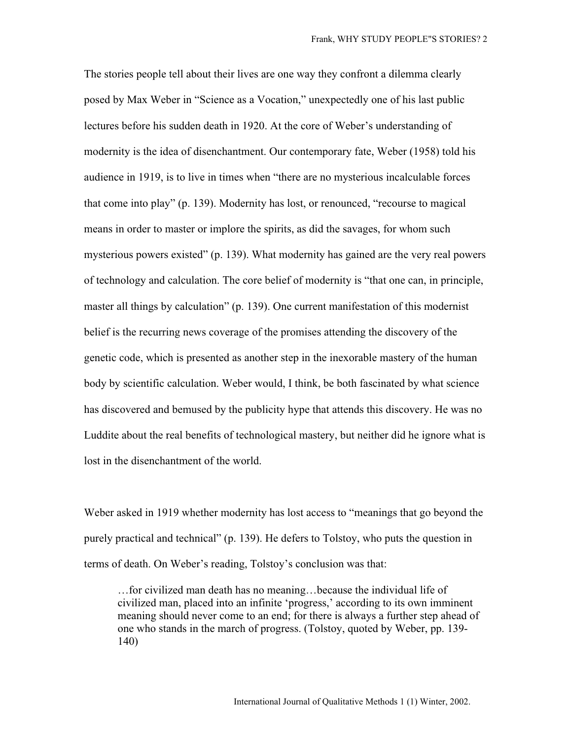The stories people tell about their lives are one way they confront a dilemma clearly posed by Max Weber in “Science as a Vocation,” unexpectedly one of his last public lectures before his sudden death in 1920. At the core of Weber’s understanding of modernity is the idea of disenchantment. Our contemporary fate, Weber (1958) told his audience in 1919, is to live in times when “there are no mysterious incalculable forces that come into play” (p. 139). Modernity has lost, or renounced, “recourse to magical means in order to master or implore the spirits, as did the savages, for whom such mysterious powers existed” (p. 139). What modernity has gained are the very real powers of technology and calculation. The core belief of modernity is “that one can, in principle, master all things by calculation” (p. 139). One current manifestation of this modernist belief is the recurring news coverage of the promises attending the discovery of the genetic code, which is presented as another step in the inexorable mastery of the human body by scientific calculation. Weber would, I think, be both fascinated by what science has discovered and bemused by the publicity hype that attends this discovery. He was no Luddite about the real benefits of technological mastery, but neither did he ignore what is lost in the disenchantment of the world.

Weber asked in 1919 whether modernity has lost access to “meanings that go beyond the purely practical and technical” (p. 139). He defers to Tolstoy, who puts the question in terms of death. On Weber’s reading, Tolstoy’s conclusion was that:

> …for civilized man death has no meaning…because the individual life of civilized man, placed into an infinite ‘progress,’ according to its own imminent meaning should never come to an end; for there is always a further step ahead of one who stands in the march of progress. (Tolstoy, quoted by Weber, pp. 139-140)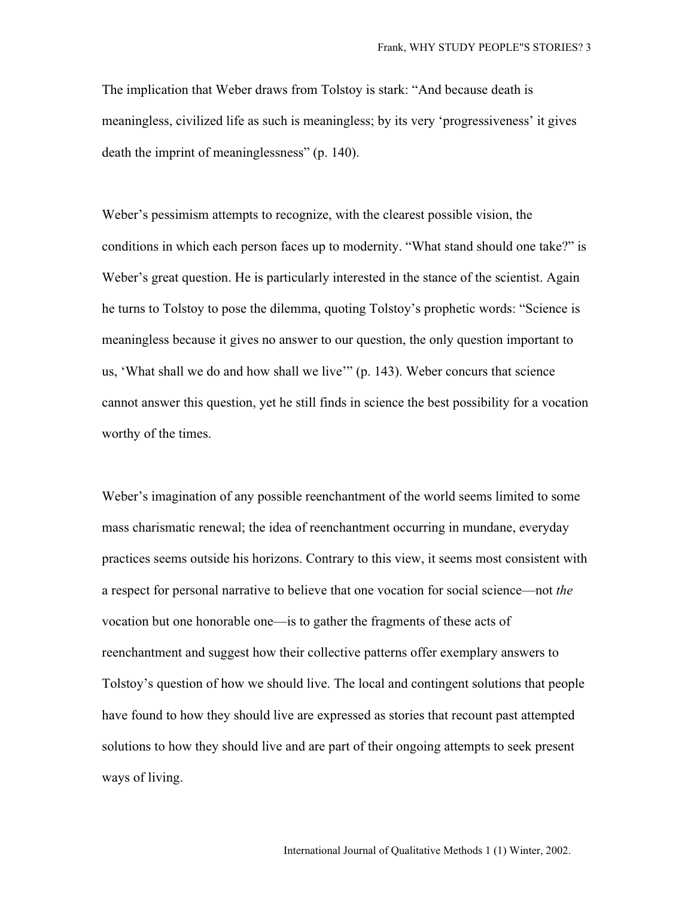The implication that Weber draws from Tolstoy is stark: “And because death is meaningless, civilized life as such is meaningless; by its very ‘progressiveness’ it gives death the imprint of meaninglessness” (p. 140).

Weber’s pessimism attempts to recognize, with the clearest possible vision, the conditions in which each person faces up to modernity. “What stand should one take?” is Weber’s great question. He is particularly interested in the stance of the scientist. Again he turns to Tolstoy to pose the dilemma, quoting Tolstoy’s prophetic words: “Science is meaningless because it gives no answer to our question, the only question important to us, ‘What shall we do and how shall we live’” (p. 143). Weber concurs that science cannot answer this question, yet he still finds in science the best possibility for a vocation worthy of the times.

Weber’s imagination of any possible reenchantment of the world seems limited to some mass charismatic renewal; the idea of reenchantment occurring in mundane, everyday practices seems outside his horizons. Contrary to this view, it seems most consistent with a respect for personal narrative to believe that one vocation for social science—not *the* vocation but one honorable one—is to gather the fragments of these acts of reenchantment and suggest how their collective patterns offer exemplary answers to Tolstoy’s question of how we should live. The local and contingent solutions that people have found to how they should live are expressed as stories that recount past attempted solutions to how they should live and are part of their ongoing attempts to seek present ways of living.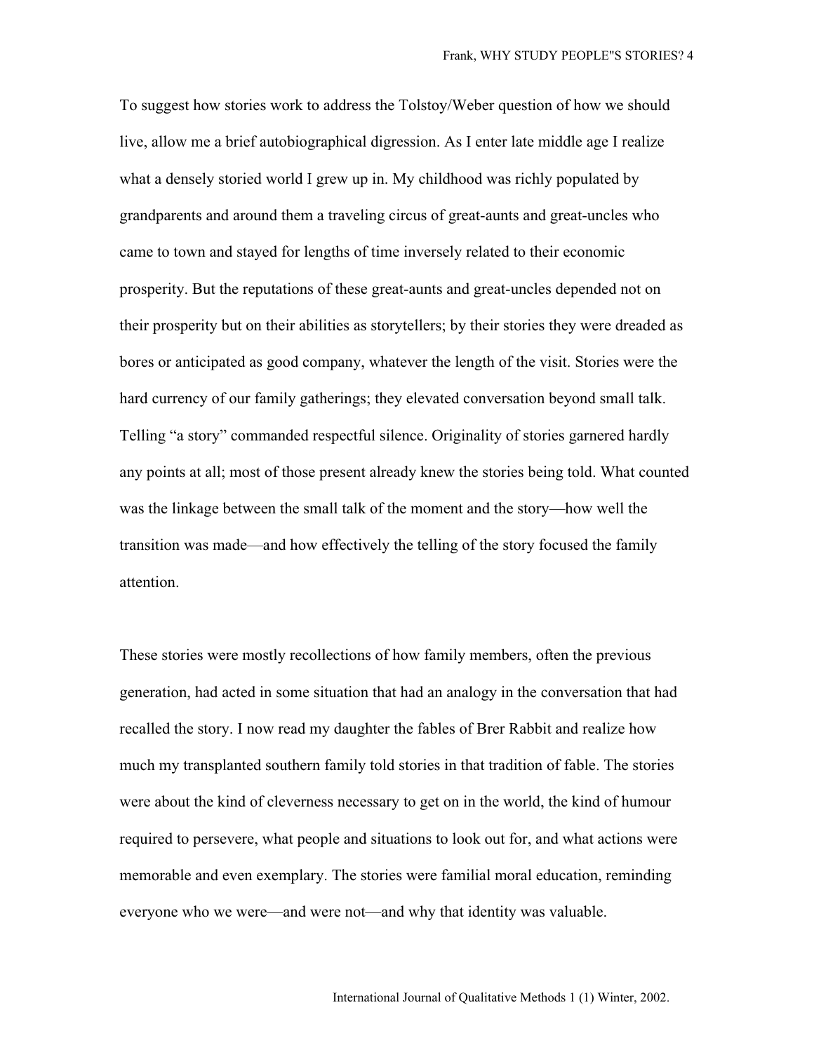To suggest how stories work to address the Tolstoy/Weber question of how we should live, allow me a brief autobiographical digression. As I enter late middle age I realize what a densely storied world I grew up in. My childhood was richly populated by grandparents and around them a traveling circus of great-aunts and great-uncles who came to town and stayed for lengths of time inversely related to their economic prosperity. But the reputations of these great-aunts and great-uncles depended not on their prosperity but on their abilities as storytellers; by their stories they were dreaded as bores or anticipated as good company, whatever the length of the visit. Stories were the hard currency of our family gatherings; they elevated conversation beyond small talk. Telling "a story" commanded respectful silence. Originality of stories garnered hardly any points at all; most of those present already knew the stories being told. What counted was the linkage between the small talk of the moment and the story—how well the transition was made—and how effectively the telling of the story focused the family attention.

These stories were mostly recollections of how family members, often the previous generation, had acted in some situation that had an analogy in the conversation that had recalled the story. I now read my daughter the fables of Brer Rabbit and realize how much my transplanted southern family told stories in that tradition of fable. The stories were about the kind of cleverness necessary to get on in the world, the kind of humour required to persevere, what people and situations to look out for, and what actions were memorable and even exemplary. The stories were familial moral education, reminding everyone who we were—and were not—and why that identity was valuable.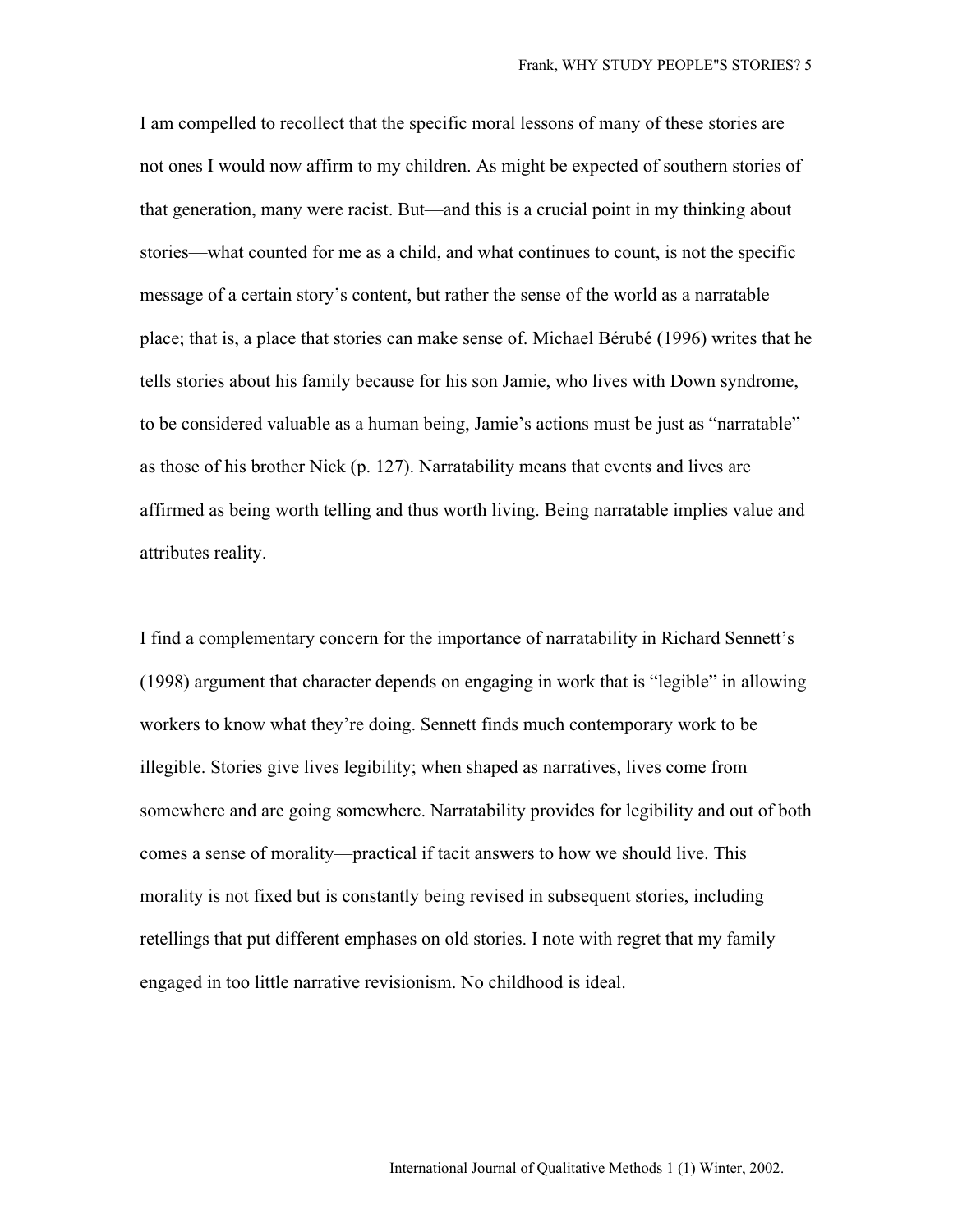I am compelled to recollect that the specific moral lessons of many of these stories are not ones I would now affirm to my children. As might be expected of southern stories of that generation, many were racist. But—and this is a crucial point in my thinking about stories—what counted for me as a child, and what continues to count, is not the specific message of a certain story's content, but rather the sense of the world as a narratable place; that is, a place that stories can make sense of. Michael Bérubé (1996) writes that he tells stories about his family because for his son Jamie, who lives with Down syndrome, to be considered valuable as a human being, Jamie's actions must be just as "narratable" as those of his brother Nick (p. 127). Narratability means that events and lives are affirmed as being worth telling and thus worth living. Being narratable implies value and attributes reality.

I find a complementary concern for the importance of narratability in Richard Sennett's (1998) argument that character depends on engaging in work that is "legible" in allowing workers to know what they're doing. Sennett finds much contemporary work to be illegible. Stories give lives legibility; when shaped as narratives, lives come from somewhere and are going somewhere. Narratability provides for legibility and out of both comes a sense of morality—practical if tacit answers to how we should live. This morality is not fixed but is constantly being revised in subsequent stories, including retellings that put different emphases on old stories. I note with regret that my family engaged in too little narrative revisionism. No childhood is ideal.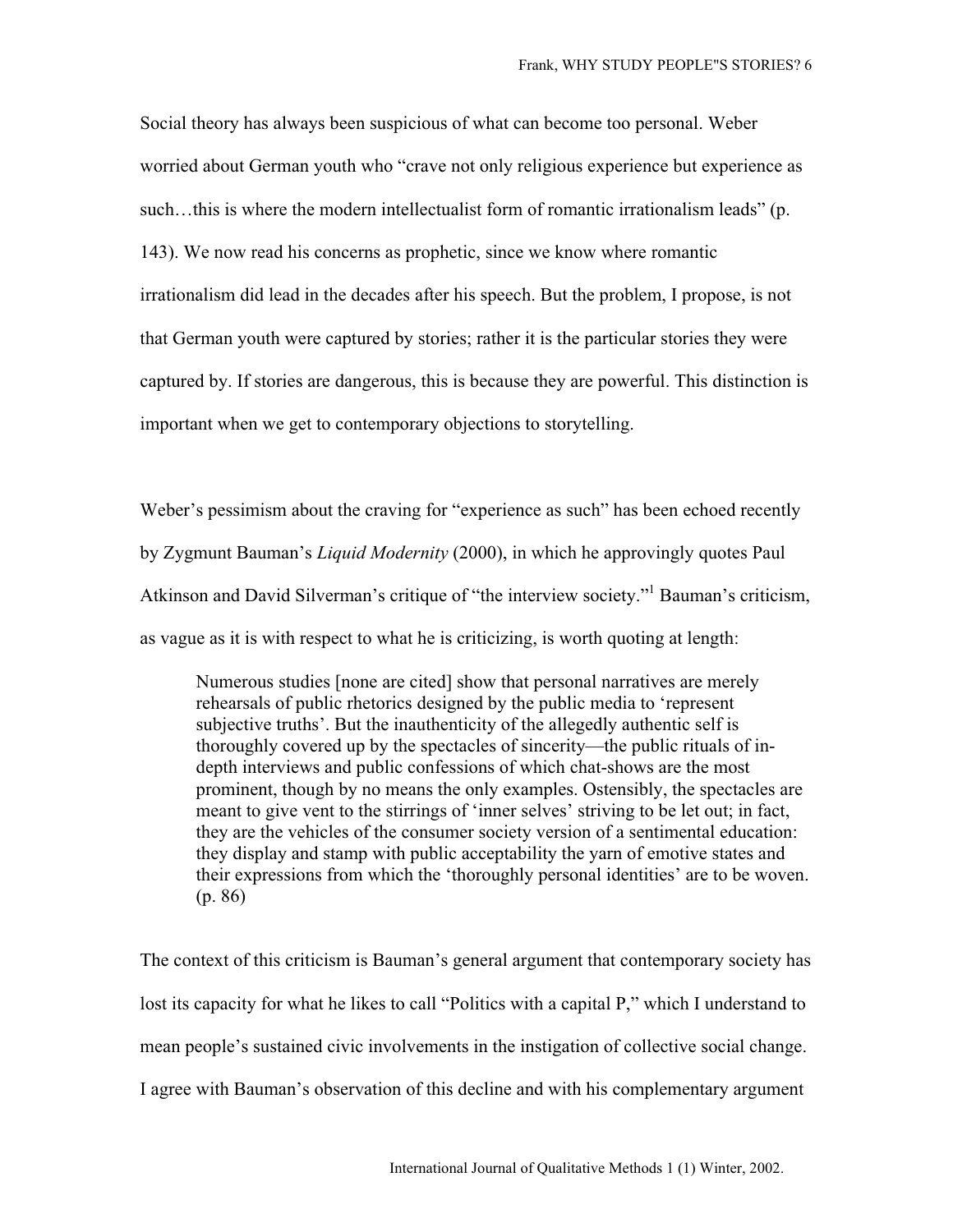Social theory has always been suspicious of what can become too personal. Weber worried about German youth who "crave not only religious experience but experience as such…this is where the modern intellectualist form of romantic irrationalism leads" (p. 143). We now read his concerns as prophetic, since we know where romantic irrationalism did lead in the decades after his speech. But the problem, I propose, is not that German youth were captured by stories; rather it is the particular stories they were captured by. If stories are dangerous, this is because they are powerful. This distinction is important when we get to contemporary objections to storytelling.

Weber's pessimism about the craving for "experience as such" has been echoed recently by Zygmunt Bauman's *Liquid Modernity* (2000), in which he approvingly quotes Paul Atkinson and David Silverman's critique of "the interview society."[1] Bauman's criticism, as vague as it is with respect to what he is criticizing, is worth quoting at length:

> Numerous studies [none are cited] show that personal narratives are merely rehearsals of public rhetorics designed by the public media to 'represent subjective truths'. But the inauthenticity of the allegedly authentic self is thoroughly covered up by the spectacles of sincerity—the public rituals of in-depth interviews and public confessions of which chat-shows are the most prominent, though by no means the only examples. Ostensibly, the spectacles are meant to give vent to the stirrings of 'inner selves' striving to be let out; in fact, they are the vehicles of the consumer society version of a sentimental education: they display and stamp with public acceptability the yarn of emotive states and their expressions from which the 'thoroughly personal identities' are to be woven. (p. 86)

The context of this criticism is Bauman's general argument that contemporary society has lost its capacity for what he likes to call "Politics with a capital P," which I understand to mean people's sustained civic involvements in the instigation of collective social change. I agree with Bauman's observation of this decline and with his complementary argument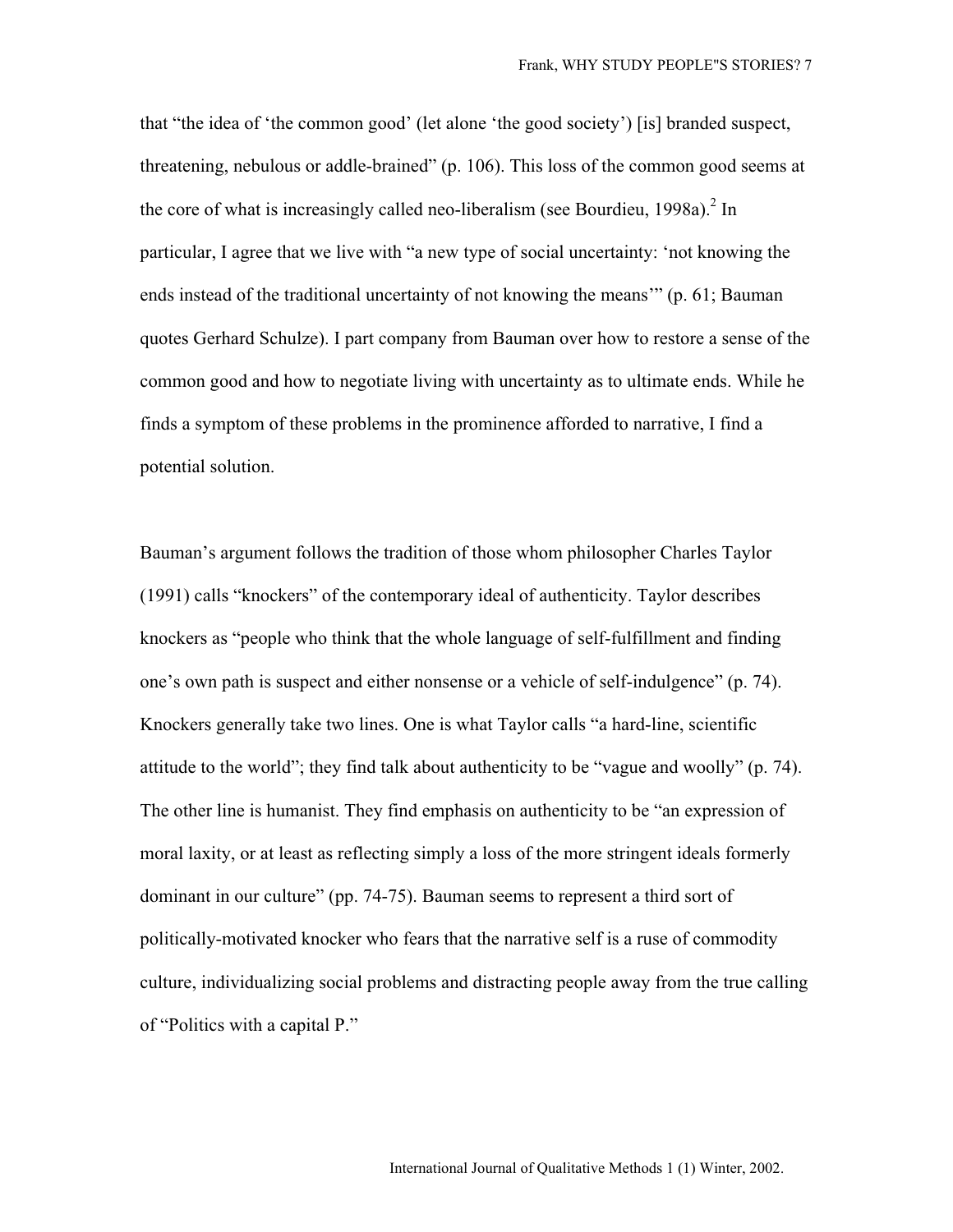that "the idea of 'the common good' (let alone 'the good society') [is] branded suspect, threatening, nebulous or addle-brained" (p. 106). This loss of the common good seems at the core of what is increasingly called neo-liberalism (see Bourdieu, 1998a).[2] In particular, I agree that we live with "a new type of social uncertainty: 'not knowing the ends instead of the traditional uncertainty of not knowing the means'" (p. 61; Bauman quotes Gerhard Schulze). I part company from Bauman over how to restore a sense of the common good and how to negotiate living with uncertainty as to ultimate ends. While he finds a symptom of these problems in the prominence afforded to narrative, I find a potential solution.

Bauman's argument follows the tradition of those whom philosopher Charles Taylor (1991) calls "knockers" of the contemporary ideal of authenticity. Taylor describes knockers as "people who think that the whole language of self-fulfillment and finding one's own path is suspect and either nonsense or a vehicle of self-indulgence" (p. 74). Knockers generally take two lines. One is what Taylor calls "a hard-line, scientific attitude to the world"; they find talk about authenticity to be "vague and woolly" (p. 74). The other line is humanist. They find emphasis on authenticity to be "an expression of moral laxity, or at least as reflecting simply a loss of the more stringent ideals formerly dominant in our culture" (pp. 74-75). Bauman seems to represent a third sort of politically-motivated knocker who fears that the narrative self is a ruse of commodity culture, individualizing social problems and distracting people away from the true calling of "Politics with a capital P."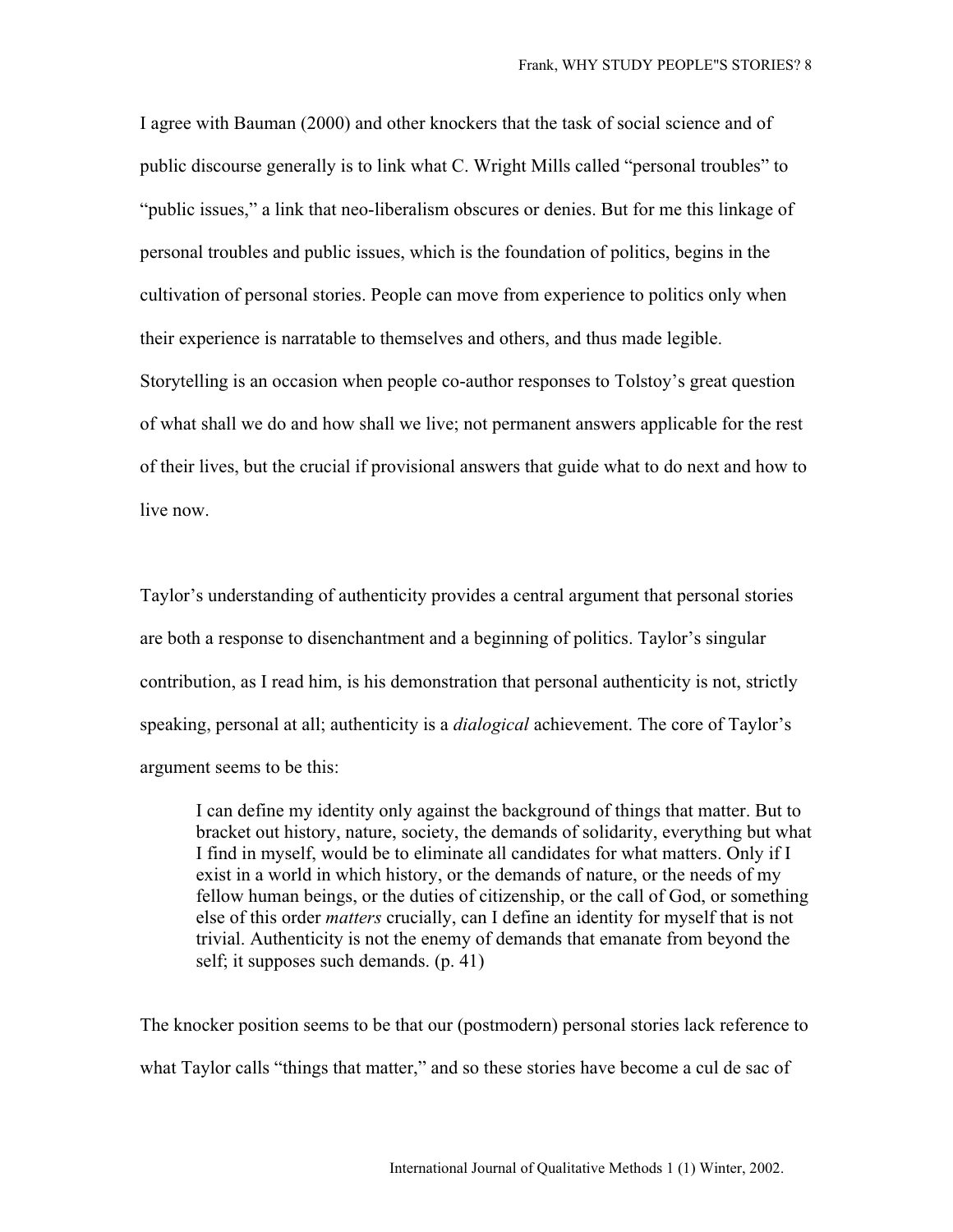I agree with Bauman (2000) and other knockers that the task of social science and of public discourse generally is to link what C. Wright Mills called "personal troubles" to "public issues," a link that neo-liberalism obscures or denies. But for me this linkage of personal troubles and public issues, which is the foundation of politics, begins in the cultivation of personal stories. People can move from experience to politics only when their experience is narratable to themselves and others, and thus made legible. Storytelling is an occasion when people co-author responses to Tolstoy's great question of what shall we do and how shall we live; not permanent answers applicable for the rest of their lives, but the crucial if provisional answers that guide what to do next and how to live now.

Taylor's understanding of authenticity provides a central argument that personal stories are both a response to disenchantment and a beginning of politics. Taylor's singular contribution, as I read him, is his demonstration that personal authenticity is not, strictly speaking, personal at all; authenticity is a *dialogical* achievement. The core of Taylor's argument seems to be this:

> I can define my identity only against the background of things that matter. But to bracket out history, nature, society, the demands of solidarity, everything but what I find in myself, would be to eliminate all candidates for what matters. Only if I exist in a world in which history, or the demands of nature, or the needs of my fellow human beings, or the duties of citizenship, or the call of God, or something else of this order *matters* crucially, can I define an identity for myself that is not trivial. Authenticity is not the enemy of demands that emanate from beyond the self; it supposes such demands. (p. 41)

The knocker position seems to be that our (postmodern) personal stories lack reference to what Taylor calls "things that matter," and so these stories have become a cul de sac of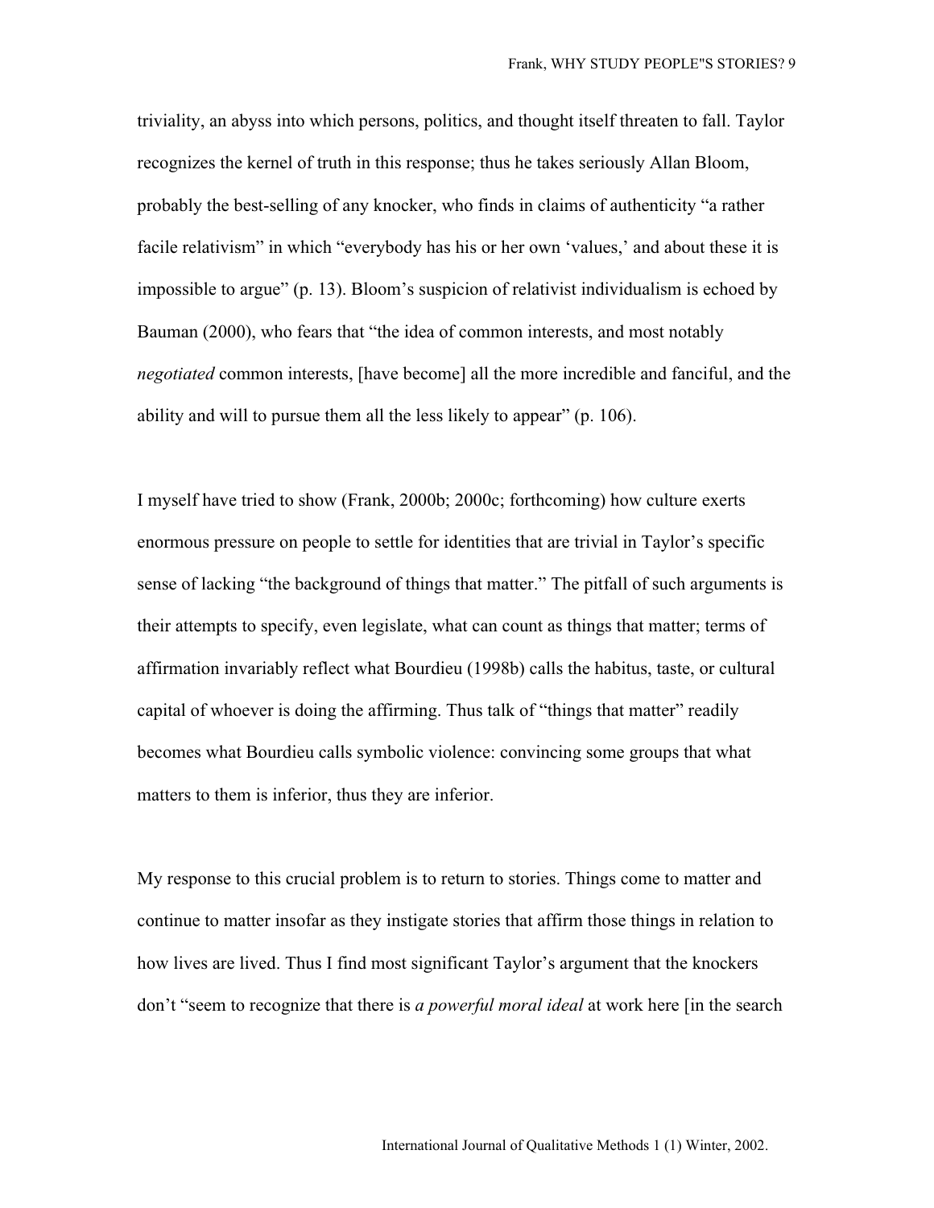triviality, an abyss into which persons, politics, and thought itself threaten to fall. Taylor recognizes the kernel of truth in this response; thus he takes seriously Allan Bloom, probably the best-selling of any knocker, who finds in claims of authenticity "a rather facile relativism" in which "everybody has his or her own 'values,' and about these it is impossible to argue" (p. 13). Bloom's suspicion of relativist individualism is echoed by Bauman (2000), who fears that "the idea of common interests, and most notably *negotiated* common interests, [have become] all the more incredible and fanciful, and the ability and will to pursue them all the less likely to appear" (p. 106).

I myself have tried to show (Frank, 2000b; 2000c; forthcoming) how culture exerts enormous pressure on people to settle for identities that are trivial in Taylor's specific sense of lacking "the background of things that matter." The pitfall of such arguments is their attempts to specify, even legislate, what can count as things that matter; terms of affirmation invariably reflect what Bourdieu (1998b) calls the habitus, taste, or cultural capital of whoever is doing the affirming. Thus talk of "things that matter" readily becomes what Bourdieu calls symbolic violence: convincing some groups that what matters to them is inferior, thus they are inferior.

My response to this crucial problem is to return to stories. Things come to matter and continue to matter insofar as they instigate stories that affirm those things in relation to how lives are lived. Thus I find most significant Taylor's argument that the knockers don't "seem to recognize that there is *a powerful moral ideal* at work here [in the search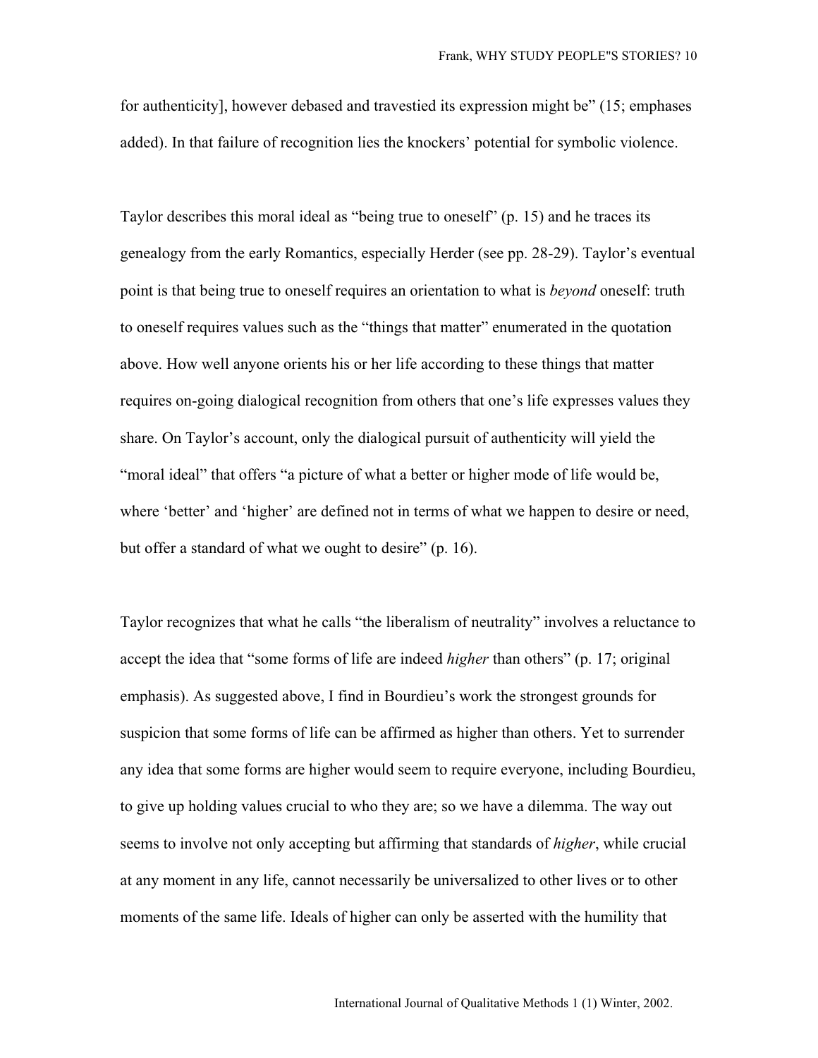for authenticity], however debased and travestied its expression might be" (15; emphases added). In that failure of recognition lies the knockers' potential for symbolic violence.

Taylor describes this moral ideal as "being true to oneself" (p. 15) and he traces its genealogy from the early Romantics, especially Herder (see pp. 28-29). Taylor's eventual point is that being true to oneself requires an orientation to what is *beyond* oneself: truth to oneself requires values such as the "things that matter" enumerated in the quotation above. How well anyone orients his or her life according to these things that matter requires on-going dialogical recognition from others that one's life expresses values they share. On Taylor's account, only the dialogical pursuit of authenticity will yield the "moral ideal" that offers "a picture of what a better or higher mode of life would be, where 'better' and 'higher' are defined not in terms of what we happen to desire or need, but offer a standard of what we ought to desire" (p. 16).

Taylor recognizes that what he calls "the liberalism of neutrality" involves a reluctance to accept the idea that "some forms of life are indeed *higher* than others" (p. 17; original emphasis). As suggested above, I find in Bourdieu's work the strongest grounds for suspicion that some forms of life can be affirmed as higher than others. Yet to surrender any idea that some forms are higher would seem to require everyone, including Bourdieu, to give up holding values crucial to who they are; so we have a dilemma. The way out seems to involve not only accepting but affirming that standards of *higher*, while crucial at any moment in any life, cannot necessarily be universalized to other lives or to other moments of the same life. Ideals of higher can only be asserted with the humility that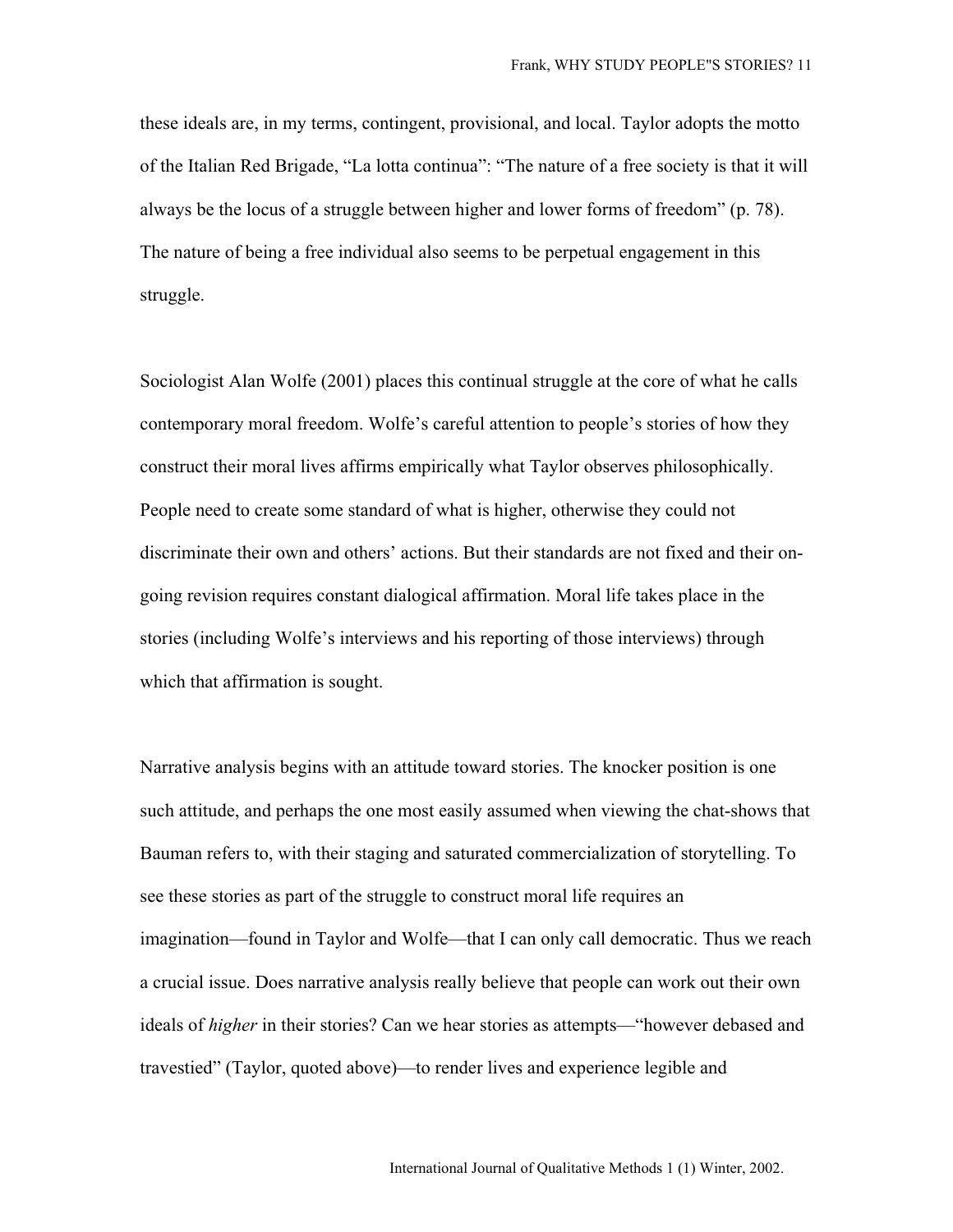these ideals are, in my terms, contingent, provisional, and local. Taylor adopts the motto of the Italian Red Brigade, "La lotta continua": "The nature of a free society is that it will always be the locus of a struggle between higher and lower forms of freedom" (p. 78). The nature of being a free individual also seems to be perpetual engagement in this struggle.

Sociologist Alan Wolfe (2001) places this continual struggle at the core of what he calls contemporary moral freedom. Wolfe's careful attention to people's stories of how they construct their moral lives affirms empirically what Taylor observes philosophically. People need to create some standard of what is higher, otherwise they could not discriminate their own and others' actions. But their standards are not fixed and their on-going revision requires constant dialogical affirmation. Moral life takes place in the stories (including Wolfe's interviews and his reporting of those interviews) through which that affirmation is sought.

Narrative analysis begins with an attitude toward stories. The knocker position is one such attitude, and perhaps the one most easily assumed when viewing the chat-shows that Bauman refers to, with their staging and saturated commercialization of storytelling. To see these stories as part of the struggle to construct moral life requires an imagination—found in Taylor and Wolfe—that I can only call democratic. Thus we reach a crucial issue. Does narrative analysis really believe that people can work out their own ideals of *higher* in their stories? Can we hear stories as attempts—"however debased and travestied" (Taylor, quoted above)—to render lives and experience legible and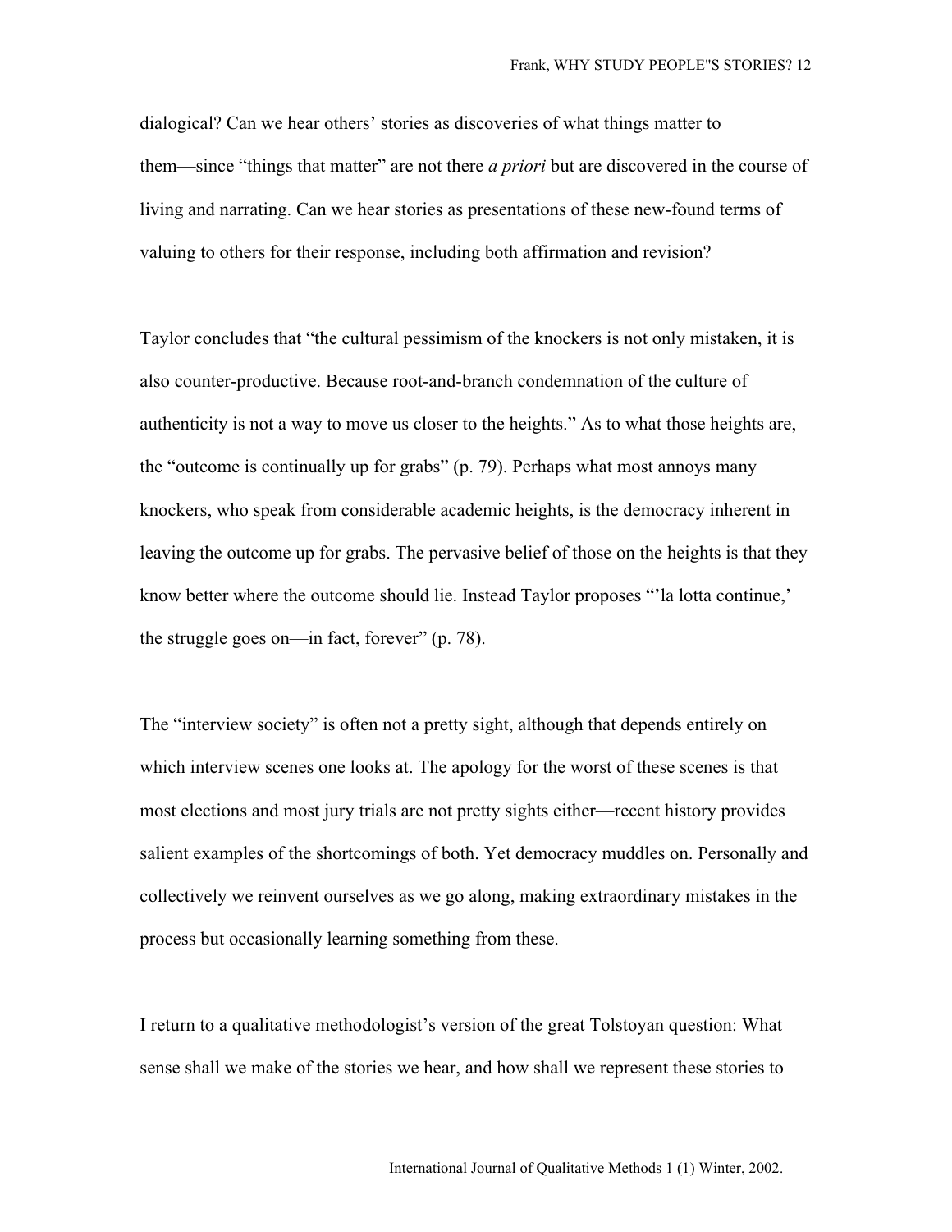dialogical? Can we hear others' stories as discoveries of what things matter to them—since "things that matter" are not there *a priori* but are discovered in the course of living and narrating. Can we hear stories as presentations of these new-found terms of valuing to others for their response, including both affirmation and revision?

Taylor concludes that "the cultural pessimism of the knockers is not only mistaken, it is also counter-productive. Because root-and-branch condemnation of the culture of authenticity is not a way to move us closer to the heights." As to what those heights are, the "outcome is continually up for grabs" (p. 79). Perhaps what most annoys many knockers, who speak from considerable academic heights, is the democracy inherent in leaving the outcome up for grabs. The pervasive belief of those on the heights is that they know better where the outcome should lie. Instead Taylor proposes "'la lotta continue,' the struggle goes on—in fact, forever" (p. 78).

The "interview society" is often not a pretty sight, although that depends entirely on which interview scenes one looks at. The apology for the worst of these scenes is that most elections and most jury trials are not pretty sights either—recent history provides salient examples of the shortcomings of both. Yet democracy muddles on. Personally and collectively we reinvent ourselves as we go along, making extraordinary mistakes in the process but occasionally learning something from these.

I return to a qualitative methodologist's version of the great Tolstoyan question: What sense shall we make of the stories we hear, and how shall we represent these stories to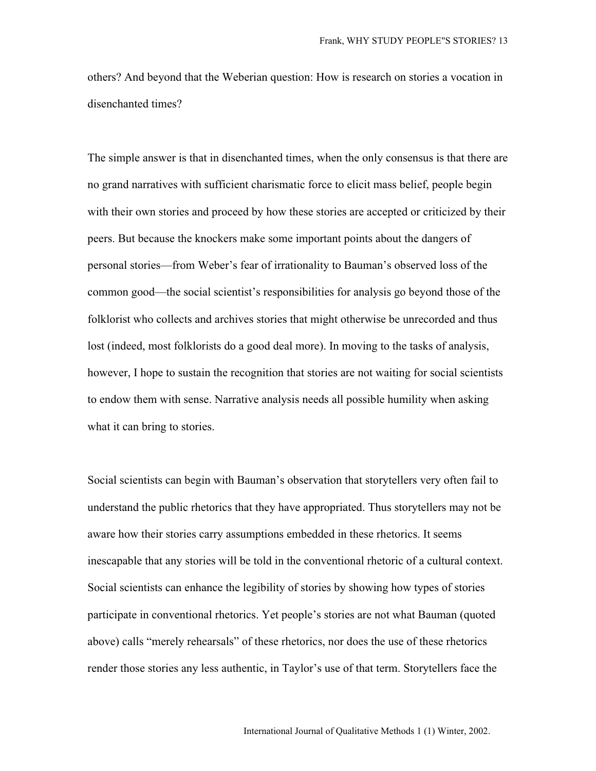others? And beyond that the Weberian question: How is research on stories a vocation in disenchanted times?

The simple answer is that in disenchanted times, when the only consensus is that there are no grand narratives with sufficient charismatic force to elicit mass belief, people begin with their own stories and proceed by how these stories are accepted or criticized by their peers. But because the knockers make some important points about the dangers of personal stories—from Weber's fear of irrationality to Bauman's observed loss of the common good—the social scientist's responsibilities for analysis go beyond those of the folklorist who collects and archives stories that might otherwise be unrecorded and thus lost (indeed, most folklorists do a good deal more). In moving to the tasks of analysis, however, I hope to sustain the recognition that stories are not waiting for social scientists to endow them with sense. Narrative analysis needs all possible humility when asking what it can bring to stories.

Social scientists can begin with Bauman's observation that storytellers very often fail to understand the public rhetorics that they have appropriated. Thus storytellers may not be aware how their stories carry assumptions embedded in these rhetorics. It seems inescapable that any stories will be told in the conventional rhetoric of a cultural context. Social scientists can enhance the legibility of stories by showing how types of stories participate in conventional rhetorics. Yet people's stories are not what Bauman (quoted above) calls "merely rehearsals" of these rhetorics, nor does the use of these rhetorics render those stories any less authentic, in Taylor's use of that term. Storytellers face the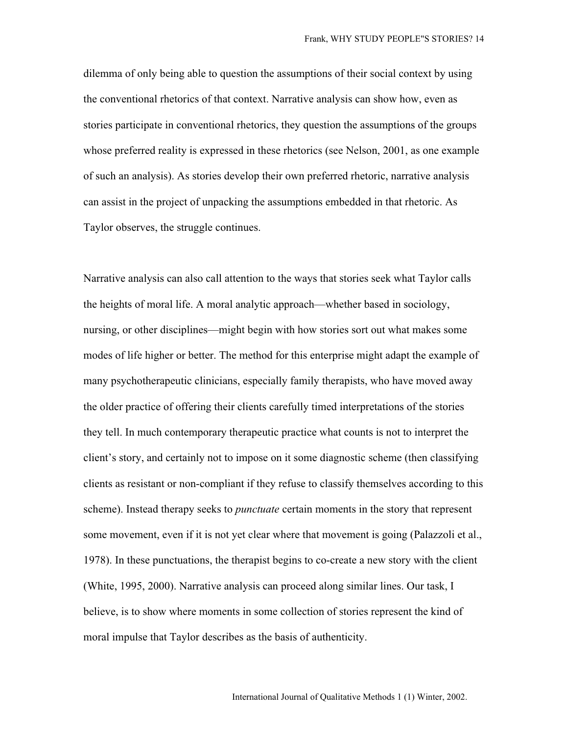dilemma of only being able to question the assumptions of their social context by using the conventional rhetorics of that context. Narrative analysis can show how, even as stories participate in conventional rhetorics, they question the assumptions of the groups whose preferred reality is expressed in these rhetorics (see Nelson, 2001, as one example of such an analysis). As stories develop their own preferred rhetoric, narrative analysis can assist in the project of unpacking the assumptions embedded in that rhetoric. As Taylor observes, the struggle continues.

Narrative analysis can also call attention to the ways that stories seek what Taylor calls the heights of moral life. A moral analytic approach—whether based in sociology, nursing, or other disciplines—might begin with how stories sort out what makes some modes of life higher or better. The method for this enterprise might adapt the example of many psychotherapeutic clinicians, especially family therapists, who have moved away the older practice of offering their clients carefully timed interpretations of the stories they tell. In much contemporary therapeutic practice what counts is not to interpret the client's story, and certainly not to impose on it some diagnostic scheme (then classifying clients as resistant or non-compliant if they refuse to classify themselves according to this scheme). Instead therapy seeks to *punctuate* certain moments in the story that represent some movement, even if it is not yet clear where that movement is going (Palazzoli et al., 1978). In these punctuations, the therapist begins to co-create a new story with the client (White, 1995, 2000). Narrative analysis can proceed along similar lines. Our task, I believe, is to show where moments in some collection of stories represent the kind of moral impulse that Taylor describes as the basis of authenticity.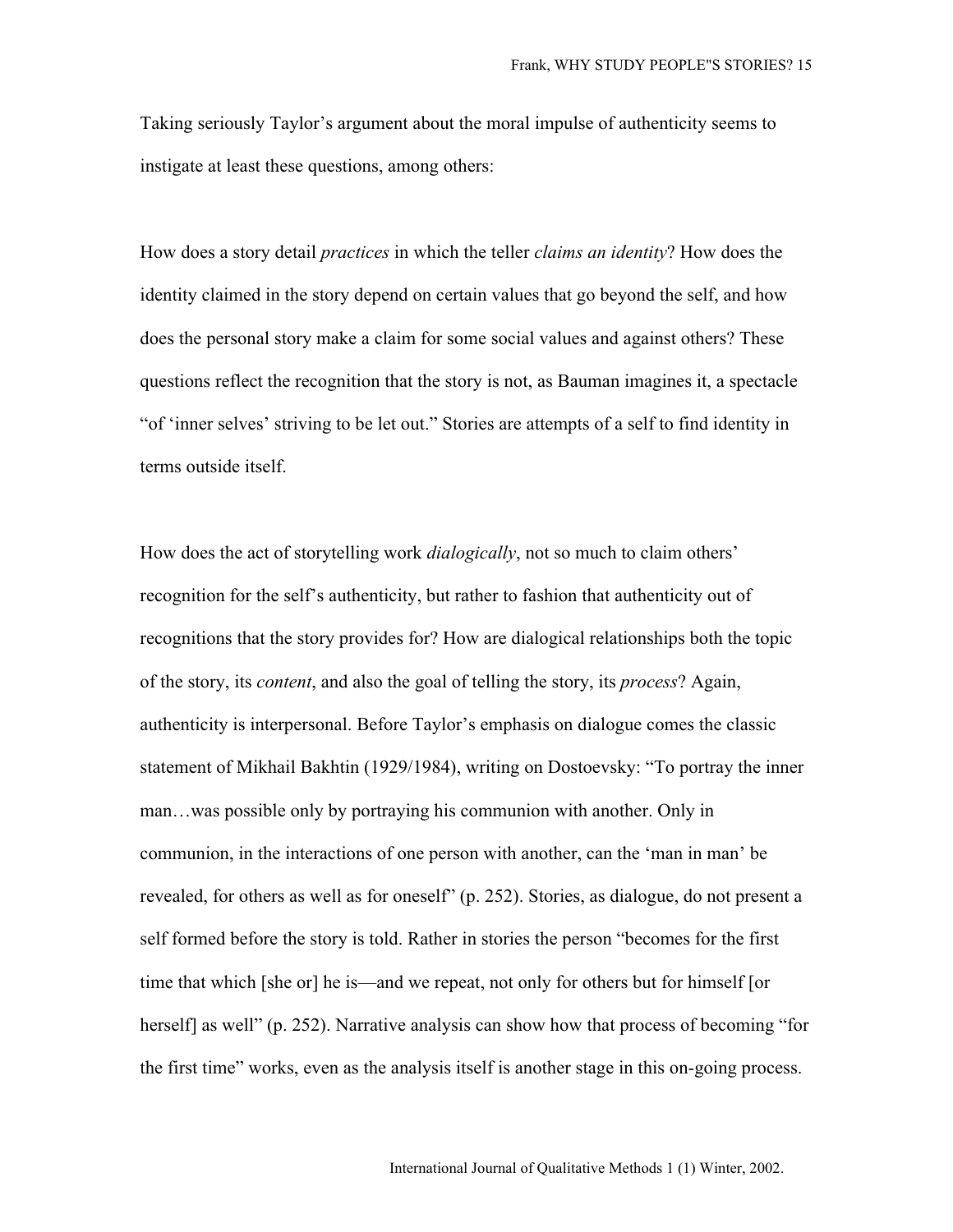Taking seriously Taylor's argument about the moral impulse of authenticity seems to instigate at least these questions, among others:

How does a story detail *practices* in which the teller *claims an identity*? How does the identity claimed in the story depend on certain values that go beyond the self, and how does the personal story make a claim for some social values and against others? These questions reflect the recognition that the story is not, as Bauman imagines it, a spectacle "of 'inner selves' striving to be let out." Stories are attempts of a self to find identity in terms outside itself.

How does the act of storytelling work *dialogically*, not so much to claim others' recognition for the self's authenticity, but rather to fashion that authenticity out of recognitions that the story provides for? How are dialogical relationships both the topic of the story, its *content*, and also the goal of telling the story, its *process*? Again, authenticity is interpersonal. Before Taylor's emphasis on dialogue comes the classic statement of Mikhail Bakhtin (1929/1984), writing on Dostoevsky: "To portray the inner man…was possible only by portraying his communion with another. Only in communion, in the interactions of one person with another, can the 'man in man' be revealed, for others as well as for oneself" (p. 252). Stories, as dialogue, do not present a self formed before the story is told. Rather in stories the person "becomes for the first time that which [she or] he is—and we repeat, not only for others but for himself [or herself] as well" (p. 252). Narrative analysis can show how that process of becoming "for the first time" works, even as the analysis itself is another stage in this on-going process.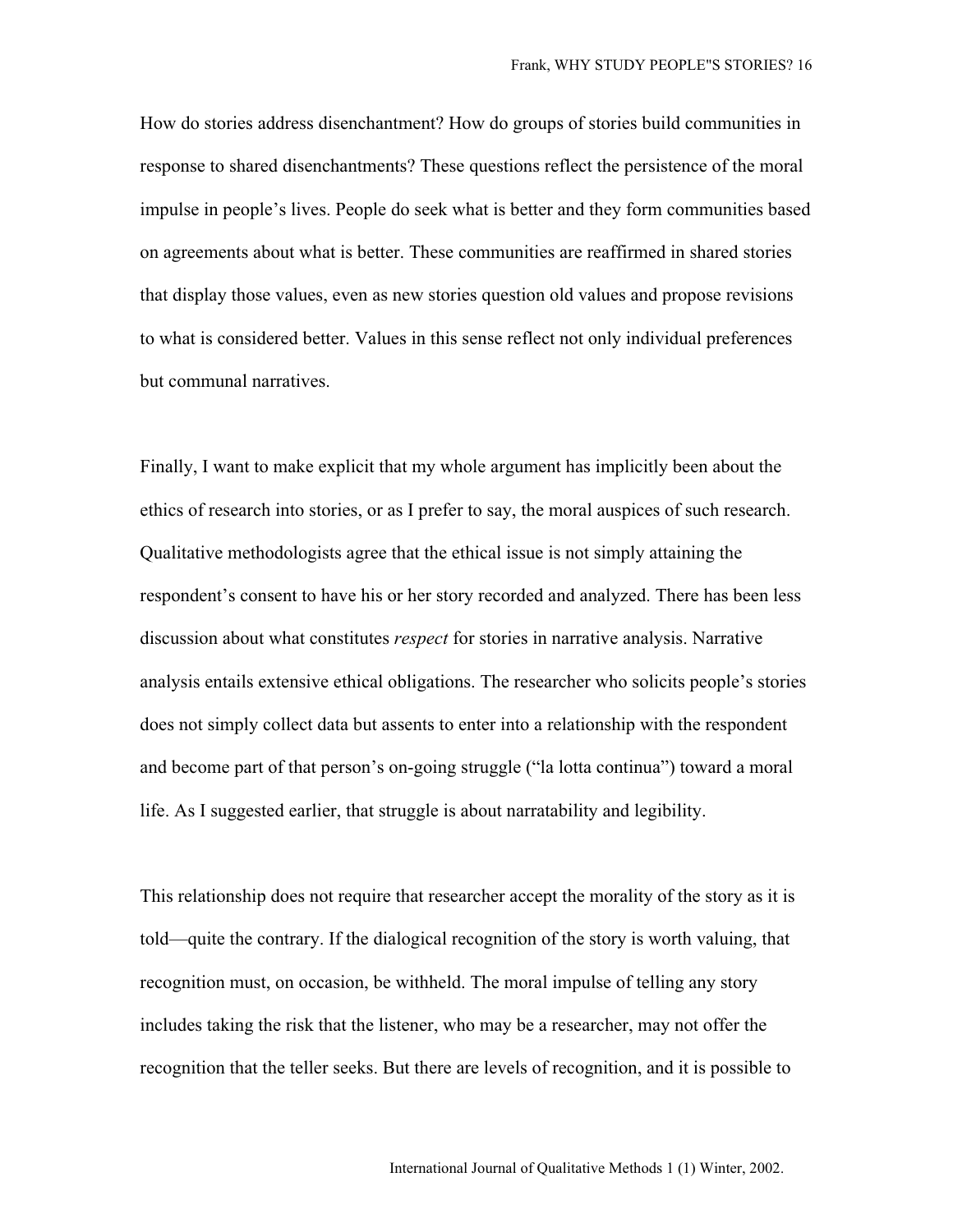How do stories address disenchantment? How do groups of stories build communities in response to shared disenchantments? These questions reflect the persistence of the moral impulse in people's lives. People do seek what is better and they form communities based on agreements about what is better. These communities are reaffirmed in shared stories that display those values, even as new stories question old values and propose revisions to what is considered better. Values in this sense reflect not only individual preferences but communal narratives.

Finally, I want to make explicit that my whole argument has implicitly been about the ethics of research into stories, or as I prefer to say, the moral auspices of such research. Qualitative methodologists agree that the ethical issue is not simply attaining the respondent's consent to have his or her story recorded and analyzed. There has been less discussion about what constitutes *respect* for stories in narrative analysis. Narrative analysis entails extensive ethical obligations. The researcher who solicits people's stories does not simply collect data but assents to enter into a relationship with the respondent and become part of that person's on-going struggle ("la lotta continua") toward a moral life. As I suggested earlier, that struggle is about narratability and legibility.

This relationship does not require that researcher accept the morality of the story as it is told—quite the contrary. If the dialogical recognition of the story is worth valuing, that recognition must, on occasion, be withheld. The moral impulse of telling any story includes taking the risk that the listener, who may be a researcher, may not offer the recognition that the teller seeks. But there are levels of recognition, and it is possible to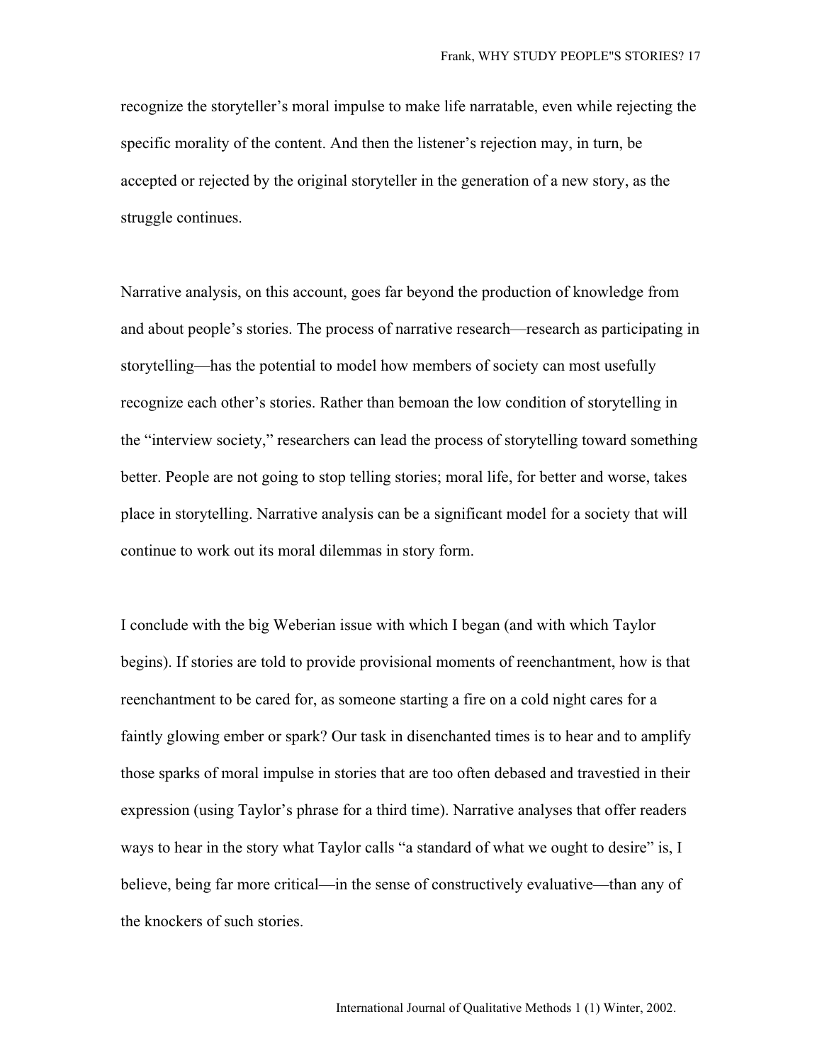recognize the storyteller’s moral impulse to make life narratable, even while rejecting the specific morality of the content. And then the listener’s rejection may, in turn, be accepted or rejected by the original storyteller in the generation of a new story, as the struggle continues.

Narrative analysis, on this account, goes far beyond the production of knowledge from and about people’s stories. The process of narrative research—research as participating in storytelling—has the potential to model how members of society can most usefully recognize each other’s stories. Rather than bemoan the low condition of storytelling in the “interview society,” researchers can lead the process of storytelling toward something better. People are not going to stop telling stories; moral life, for better and worse, takes place in storytelling. Narrative analysis can be a significant model for a society that will continue to work out its moral dilemmas in story form.

I conclude with the big Weberian issue with which I began (and with which Taylor begins). If stories are told to provide provisional moments of reenchantment, how is that reenchantment to be cared for, as someone starting a fire on a cold night cares for a faintly glowing ember or spark? Our task in disenchanted times is to hear and to amplify those sparks of moral impulse in stories that are too often debased and travestied in their expression (using Taylor’s phrase for a third time). Narrative analyses that offer readers ways to hear in the story what Taylor calls “a standard of what we ought to desire” is, I believe, being far more critical—in the sense of constructively evaluative—than any of the knockers of such stories.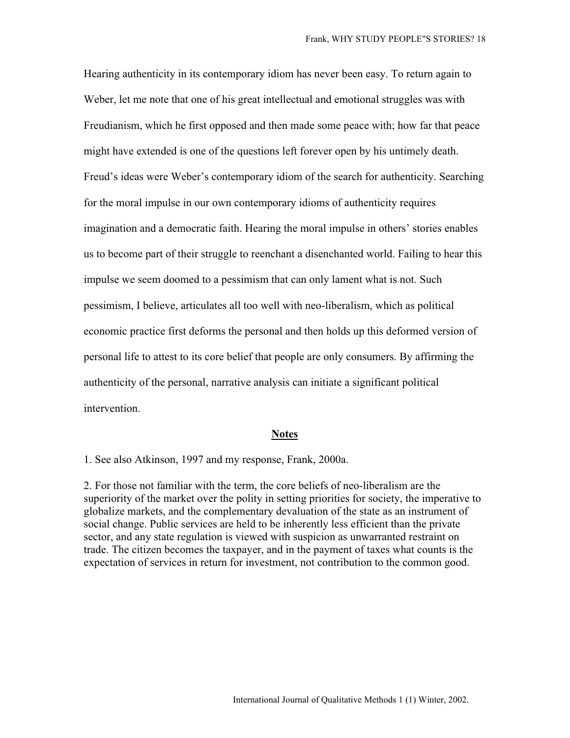Hearing authenticity in its contemporary idiom has never been easy. To return again to Weber, let me note that one of his great intellectual and emotional struggles was with Freudianism, which he first opposed and then made some peace with; how far that peace might have extended is one of the questions left forever open by his untimely death. Freud's ideas were Weber's contemporary idiom of the search for authenticity. Searching for the moral impulse in our own contemporary idioms of authenticity requires imagination and a democratic faith. Hearing the moral impulse in others' stories enables us to become part of their struggle to reenchant a disenchanted world. Failing to hear this impulse we seem doomed to a pessimism that can only lament what is not. Such pessimism, I believe, articulates all too well with neo-liberalism, which as political economic practice first deforms the personal and then holds up this deformed version of personal life to attest to its core belief that people are only consumers. By affirming the authenticity of the personal, narrative analysis can initiate a significant political intervention.

## Notes

1. See also Atkinson, 1997 and my response, Frank, 2000a.

2. For those not familiar with the term, the core beliefs of neo-liberalism are the superiority of the market over the polity in setting priorities for society, the imperative to globalize markets, and the complementary devaluation of the state as an instrument of social change. Public services are held to be inherently less efficient than the private sector, and any state regulation is viewed with suspicion as unwarranted restraint on trade. The citizen becomes the taxpayer, and in the payment of taxes what counts is the expectation of services in return for investment, not contribution to the common good.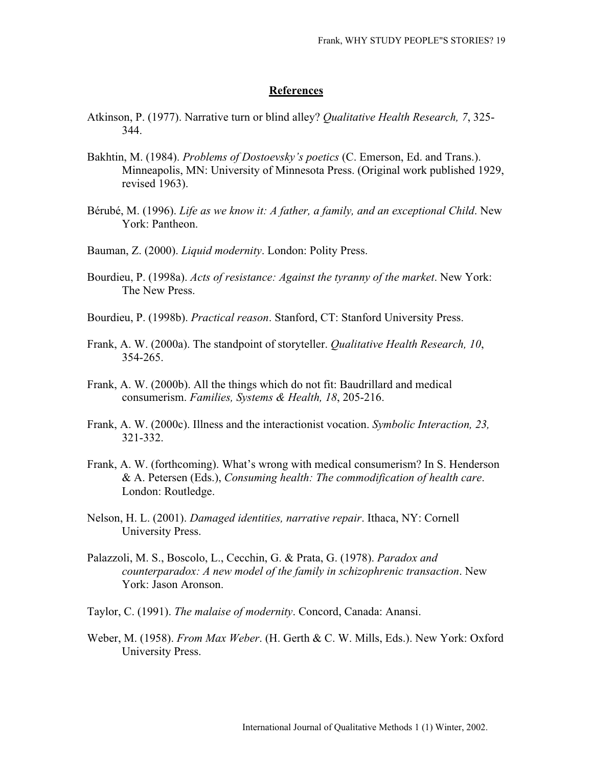## References

Atkinson, P. (1977). Narrative turn or blind alley? *Qualitative Health Research, 7*, 325-344.

Bakhtin, M. (1984). *Problems of Dostoevsky's poetics* (C. Emerson, Ed. and Trans.). Minneapolis, MN: University of Minnesota Press. (Original work published 1929, revised 1963).

Bérubé, M. (1996). *Life as we know it: A father, a family, and an exceptional Child*. New York: Pantheon.

Bauman, Z. (2000). *Liquid modernity*. London: Polity Press.

Bourdieu, P. (1998a). *Acts of resistance: Against the tyranny of the market*. New York: The New Press.

Bourdieu, P. (1998b). *Practical reason*. Stanford, CT: Stanford University Press.

Frank, A. W. (2000a). The standpoint of storyteller. *Qualitative Health Research, 10*, 354-265.

Frank, A. W. (2000b). All the things which do not fit: Baudrillard and medical consumerism. *Families, Systems & Health, 18*, 205-216.

Frank, A. W. (2000c). Illness and the interactionist vocation. *Symbolic Interaction, 23,* 321-332.

Frank, A. W. (forthcoming). What's wrong with medical consumerism? In S. Henderson & A. Petersen (Eds.), *Consuming health: The commodification of health care*. London: Routledge.

Nelson, H. L. (2001). *Damaged identities, narrative repair*. Ithaca, NY: Cornell University Press.

Palazzoli, M. S., Boscolo, L., Cecchin, G. & Prata, G. (1978). *Paradox and counterparadox: A new model of the family in schizophrenic transaction*. New York: Jason Aronson.

Taylor, C. (1991). *The malaise of modernity*. Concord, Canada: Anansi.

Weber, M. (1958). *From Max Weber*. (H. Gerth & C. W. Mills, Eds.). New York: Oxford University Press.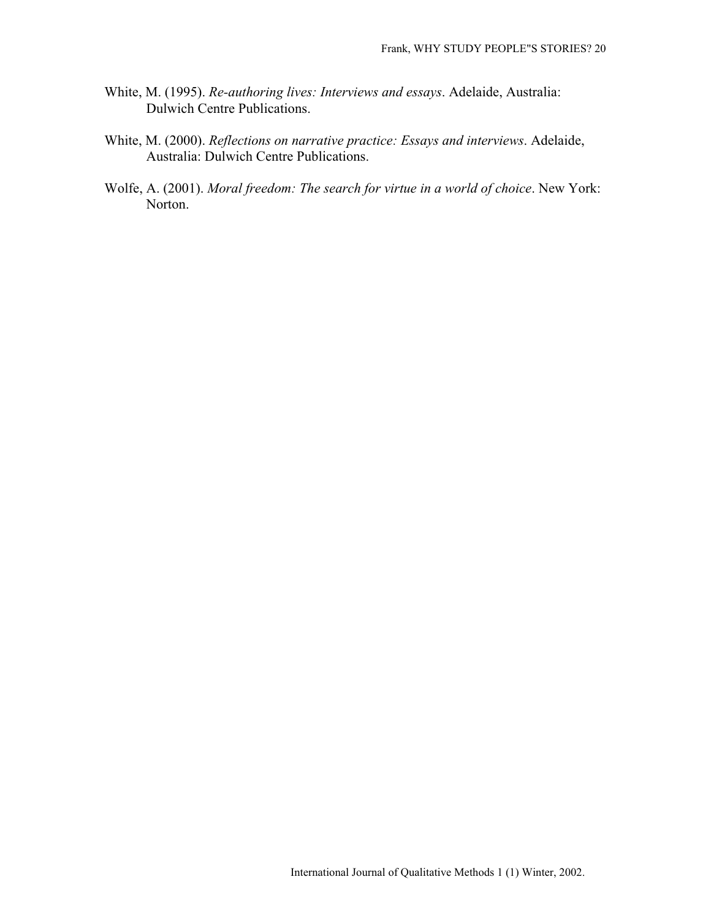White, M. (1995). *Re-authoring lives: Interviews and essays*. Adelaide, Australia: Dulwich Centre Publications.

White, M. (2000). *Reflections on narrative practice: Essays and interviews*. Adelaide, Australia: Dulwich Centre Publications.

Wolfe, A. (2001). *Moral freedom: The search for virtue in a world of choice*. New York: Norton.